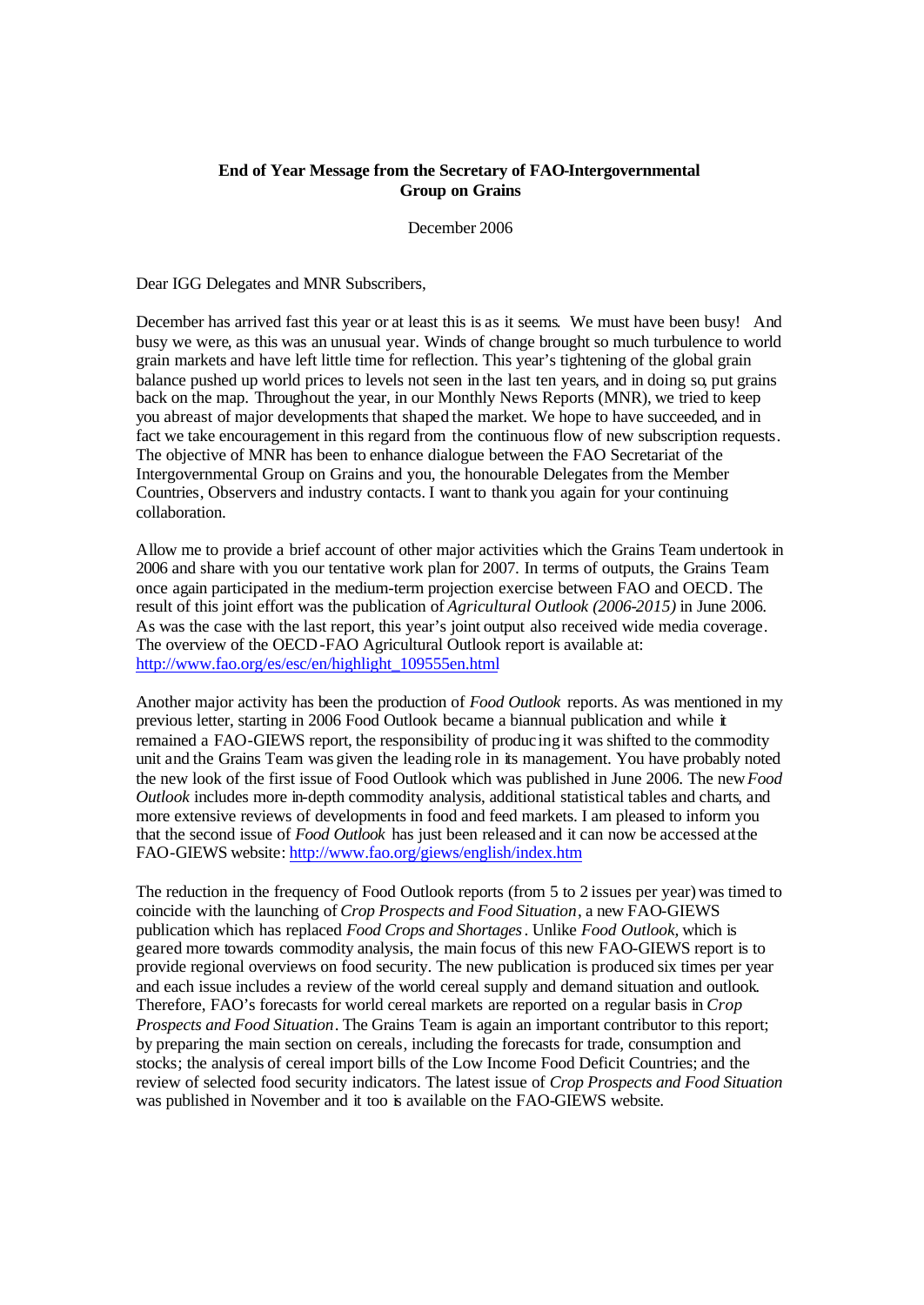**End of Year Message from the Secretary of FAO-Intergovernmental Group on Grains**

December 2006

Dear IGG Delegates and MNR Subscribers,

December has arrived fast this year or at least this is as it seems. We must have been busy! And busy we were, as this was an unusual year. Winds of change brought so much turbulence to world grain markets and have left little time for reflection. This year's tightening of the global grain balance pushed up world prices to levels not seen in the last ten years, and in doing so, put grains back on the map. Throughout the year, in our Monthly News Reports (MNR), we tried to keep you abreast of major developments that shaped the market. We hope to have succeeded, and in fact we take encouragement in this regard from the continuous flow of new subscription requests. The objective of MNR has been to enhance dialogue between the FAO Secretariat of the Intergovernmental Group on Grains and you, the honourable Delegates from the Member Countries, Observers and industry contacts. I want to thank you again for your continuing collaboration.

Allow me to provide a brief account of other major activities which the Grains Team undertook in 2006 and share with you our tentative work plan for 2007. In terms of outputs, the Grains Team once again participated in the medium-term projection exercise between FAO and OECD. The result of this joint effort was the publication of *Agricultural Outlook (2006-2015)* in June 2006. As was the case with the last report, this year's joint output also received wide media coverage. The overview of the OECD-FAO Agricultural Outlook report is available at: http://www.fao.org/es/esc/en/highlight_109555en.html

Another major activity has been the production of *Food Outlook* reports. As was mentioned in my previous letter, starting in 2006 Food Outlook became a biannual publication and while it remained a FAO-GIEWS report, the responsibility of producing it was shifted to the commodity unit and the Grains Team was given the leading role in its management. You have probably noted the new look of the first issue of Food Outlook which was published in June 2006. The new *Food Outlook* includes more in-depth commodity analysis, additional statistical tables and charts, and more extensive reviews of developments in food and feed markets. I am pleased to inform you that the second issue of *Food Outlook* has just been released and it can now be accessed at the FAO-GIEWS website: http://www.fao.org/giews/english/index.htm

The reduction in the frequency of Food Outlook reports (from 5 to 2 issues per year) was timed to coincide with the launching of *Crop Prospects and Food Situation*, a new FAO-GIEWS publication which has replaced *Food Crops and Shortages*. Unlike *Food Outlook*, which is geared more towards commodity analysis, the main focus of this new FAO-GIEWS report is to provide regional overviews on food security. The new publication is produced six times per year and each issue includes a review of the world cereal supply and demand situation and outlook. Therefore, FAO's forecasts for world cereal markets are reported on a regular basis in *Crop Prospects and Food Situation*. The Grains Team is again an important contributor to this report; by preparing the main section on cereals, including the forecasts for trade, consumption and stocks; the analysis of cereal import bills of the Low Income Food Deficit Countries; and the review of selected food security indicators. The latest issue of *Crop Prospects and Food Situation* was published in November and it too is available on the FAO-GIEWS website.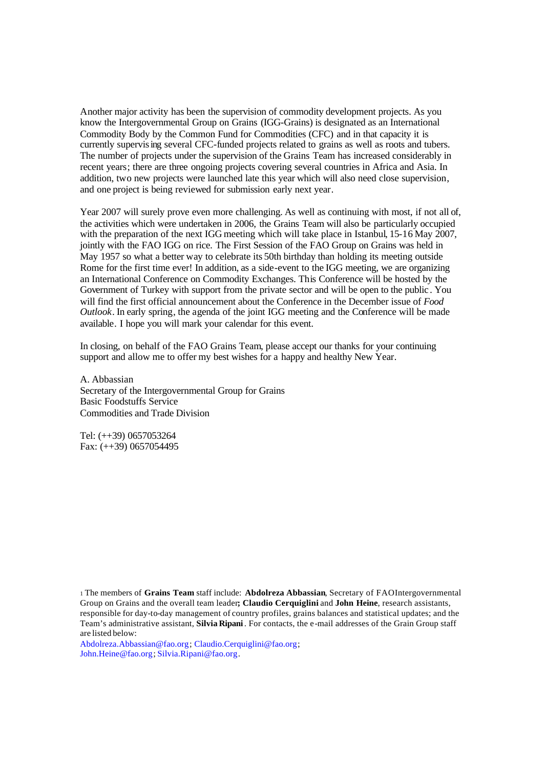Another major activity has been the supervision of commodity development projects. As you know the Intergovernmental Group on Grains (IGG-Grains) is designated as an International Commodity Body by the Common Fund for Commodities (CFC) and in that capacity it is currently supervising several CFC-funded projects related to grains as well as roots and tubers. The number of projects under the supervision of the Grains Team has increased considerably in recent years; there are three ongoing projects covering several countries in Africa and Asia. In addition, two new projects were launched late this year which will also need close supervision, and one project is being reviewed for submission early next year.

Year 2007 will surely prove even more challenging. As well as continuing with most, if not all of, the activities which were undertaken in 2006, the Grains Team will also be particularly occupied with the preparation of the next IGG meeting which will take place in Istanbul, 15-16 May 2007, jointly with the FAO IGG on rice. The First Session of the FAO Group on Grains was held in May 1957 so what a better way to celebrate its 50th birthday than holding its meeting outside Rome for the first time ever! In addition, as a side-event to the IGG meeting, we are organizing an International Conference on Commodity Exchanges. This Conference will be hosted by the Government of Turkey with support from the private sector and will be open to the public. You will find the first official announcement about the Conference in the December issue of *Food Outlook*. In early spring, the agenda of the joint IGG meeting and the Conference will be made available. I hope you will mark your calendar for this event.

In closing, on behalf of the FAO Grains Team, please accept our thanks for your continuing support and allow me to offer my best wishes for a happy and healthy New Year.

A. Abbassian
Secretary of the Intergovernmental Group for Grains
Basic Foodstuffs Service
Commodities and Trade Division

Tel: (++39) 0657053264
Fax: (++39) 0657054495

[1] The members of **Grains Team** staff include: **Abdolreza Abbassian**, Secretary of FAOIntergovernmental Group on Grains and the overall team leader**; Claudio Cerquiglini** and **John Heine**, research assistants, responsible for day-to-day management of country profiles, grains balances and statistical updates; and the Team's administrative assistant, **Silvia Ripani**. For contacts, the e-mail addresses of the Grain Group staff are listed below:
Abdolreza.Abbassian@fao.org; Claudio.Cerquiglini@fao.org; John.Heine@fao.org; Silvia.Ripani@fao.org.